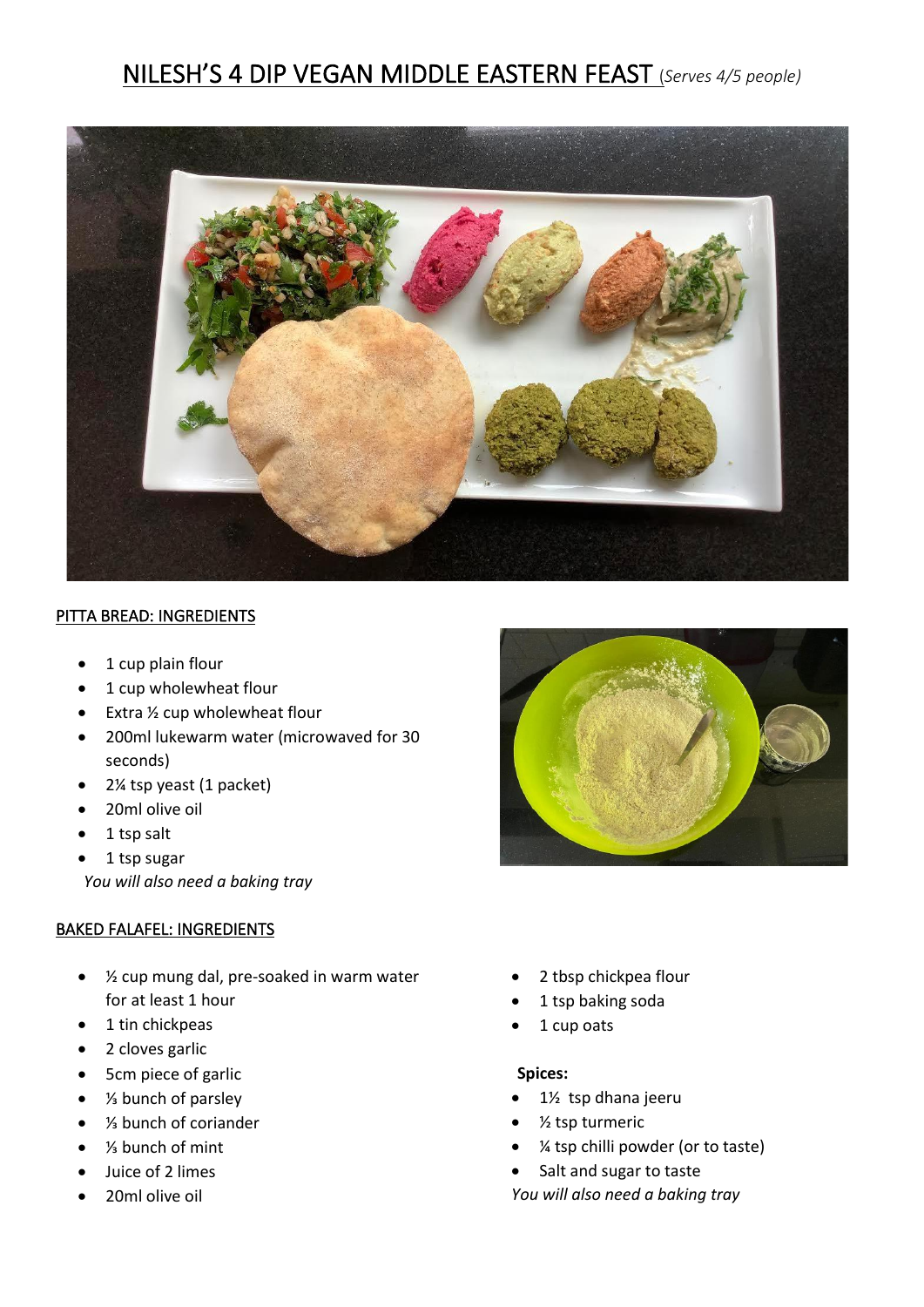# NILESH'S 4 DIP VEGAN MIDDLE EASTERN FEAST *(Serves 4/5 people)*

## PITTA BREAD: INGREDIENTS

- 1 cup plain flour
- 1 cup wholewheat flour
- Extra ½ cup wholewheat flour
- 200ml lukewarm water (microwaved for 30 seconds)
- 2¼ tsp yeast (1 packet)
- 20ml olive oil
- 1 tsp salt
- 1 tsp sugar

*You will also need a baking tray*

## BAKED FALAFEL: INGREDIENTS

- ½ cup mung dal, pre-soaked in warm water for at least 1 hour
- 1 tin chickpeas
- 2 cloves garlic
- 5cm piece of garlic
- ⅓ bunch of parsley
- ⅓ bunch of coriander
- ⅓ bunch of mint
- Juice of 2 limes
- 20ml olive oil
- 2 tbsp chickpea flour
- 1 tsp baking soda
- 1 cup oats

**Spices:**

- 1½ tsp dhana jeeru
- ½ tsp turmeric
- ¼ tsp chilli powder (or to taste)
- Salt and sugar to taste

*You will also need a baking tray*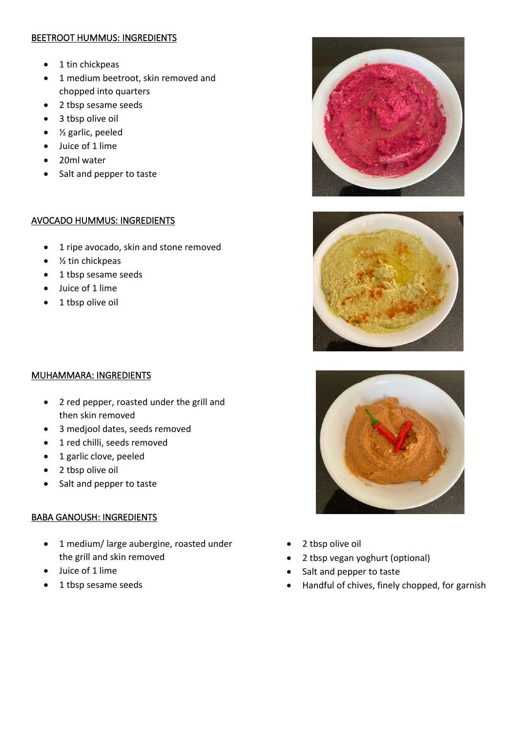BEETROOT HUMMUS: INGREDIENTS

- 1 tin chickpeas
- 1 medium beetroot, skin removed and chopped into quarters
- 2 tbsp sesame seeds
- 3 tbsp olive oil
- ½ garlic, peeled
- Juice of 1 lime
- 20ml water
- Salt and pepper to taste

AVOCADO HUMMUS: INGREDIENTS

- 1 ripe avocado, skin and stone removed
- ½ tin chickpeas
- 1 tbsp sesame seeds
- Juice of 1 lime
- 1 tbsp olive oil

MUHAMMARA: INGREDIENTS

- 2 red pepper, roasted under the grill and then skin removed
- 3 medjool dates, seeds removed
- 1 red chilli, seeds removed
- 1 garlic clove, peeled
- 2 tbsp olive oil
- Salt and pepper to taste

BABA GANOUSH: INGREDIENTS

- 1 medium/ large aubergine, roasted under the grill and skin removed
- Juice of 1 lime
- 1 tbsp sesame seeds
- 2 tbsp olive oil
- 2 tbsp vegan yoghurt (optional)
- Salt and pepper to taste
- Handful of chives, finely chopped, for garnish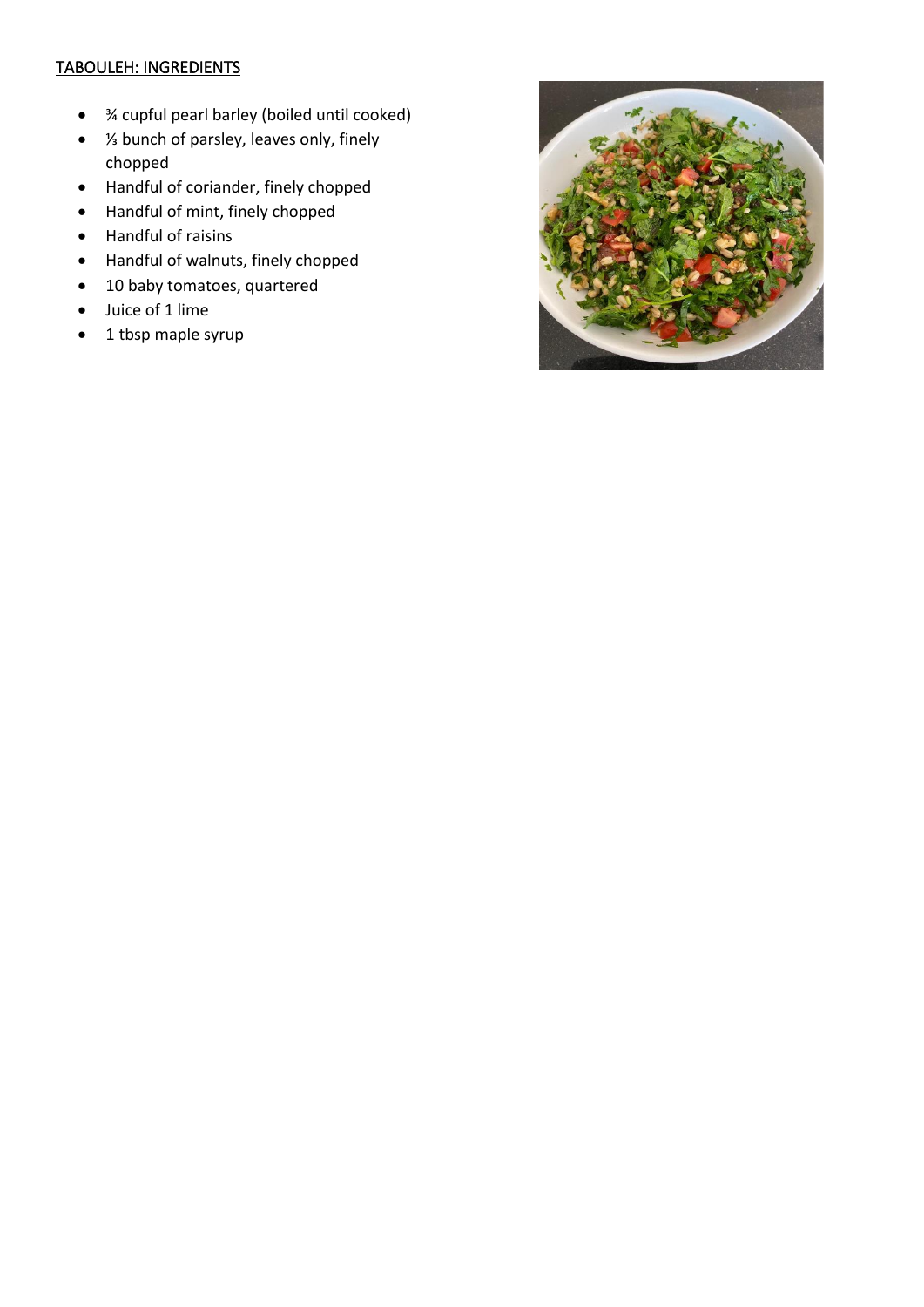TABOULEH: INGREDIENTS

- ¾ cupful pearl barley (boiled until cooked)
- ⅓ bunch of parsley, leaves only, finely chopped
- Handful of coriander, finely chopped
- Handful of mint, finely chopped
- Handful of raisins
- Handful of walnuts, finely chopped
- 10 baby tomatoes, quartered
- Juice of 1 lime
- 1 tbsp maple syrup